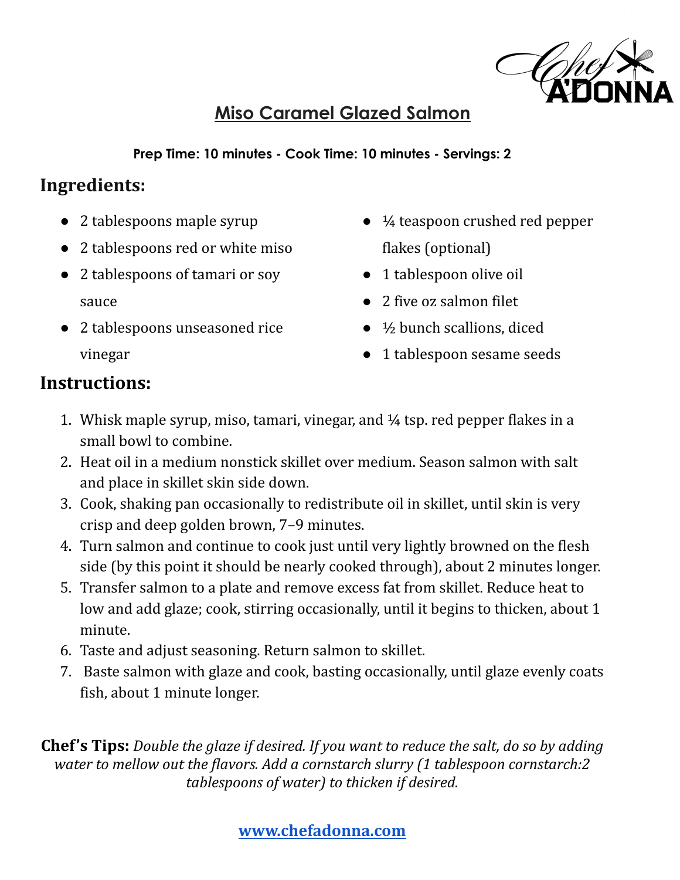# Miso Caramel Glazed Salmon

**Prep Time: 10 minutes - Cook Time: 10 minutes - Servings: 2**

## Ingredients:

- 2 tablespoons maple syrup
- 2 tablespoons red or white miso
- 2 tablespoons of tamari or soy sauce
- 2 tablespoons unseasoned rice vinegar
- ¼ teaspoon crushed red pepper flakes (optional)
- 1 tablespoon olive oil
- 2 five oz salmon filet
- ½ bunch scallions, diced
- 1 tablespoon sesame seeds

## Instructions:

1. Whisk maple syrup, miso, tamari, vinegar, and ¼ tsp. red pepper flakes in a small bowl to combine.
2. Heat oil in a medium nonstick skillet over medium. Season salmon with salt and place in skillet skin side down.
3. Cook, shaking pan occasionally to redistribute oil in skillet, until skin is very crisp and deep golden brown, 7–9 minutes.
4. Turn salmon and continue to cook just until very lightly browned on the flesh side (by this point it should be nearly cooked through), about 2 minutes longer.
5. Transfer salmon to a plate and remove excess fat from skillet. Reduce heat to low and add glaze; cook, stirring occasionally, until it begins to thicken, about 1 minute.
6. Taste and adjust seasoning. Return salmon to skillet.
7. Baste salmon with glaze and cook, basting occasionally, until glaze evenly coats fish, about 1 minute longer.

**Chef's Tips:** *Double the glaze if desired. If you want to reduce the salt, do so by adding water to mellow out the flavors. Add a cornstarch slurry (1 tablespoon cornstarch:2 tablespoons of water) to thicken if desired.*

**www.chefadonna.com**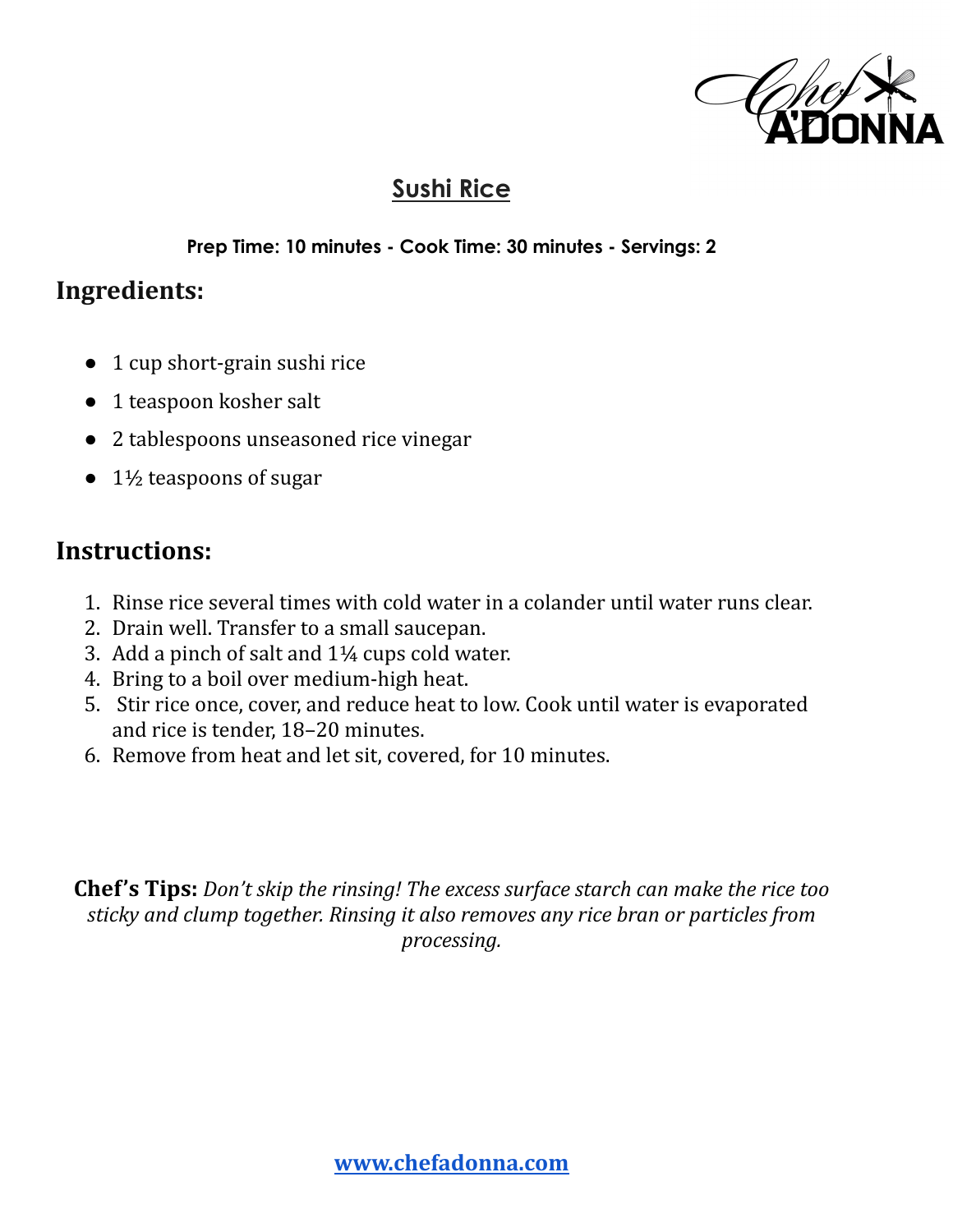# Sushi Rice

**Prep Time: 10 minutes - Cook Time: 30 minutes - Servings: 2**

## Ingredients:

- 1 cup short-grain sushi rice
- 1 teaspoon kosher salt
- 2 tablespoons unseasoned rice vinegar
- 1½ teaspoons of sugar

## Instructions:

1. Rinse rice several times with cold water in a colander until water runs clear.
2. Drain well. Transfer to a small saucepan.
3. Add a pinch of salt and 1¼ cups cold water.
4. Bring to a boil over medium-high heat.
5. Stir rice once, cover, and reduce heat to low. Cook until water is evaporated and rice is tender, 18–20 minutes.
6. Remove from heat and let sit, covered, for 10 minutes.

**Chef's Tips:** *Don't skip the rinsing! The excess surface starch can make the rice too sticky and clump together. Rinsing it also removes any rice bran or particles from processing.*

[www.chefadonna.com](http://www.chefadonna.com)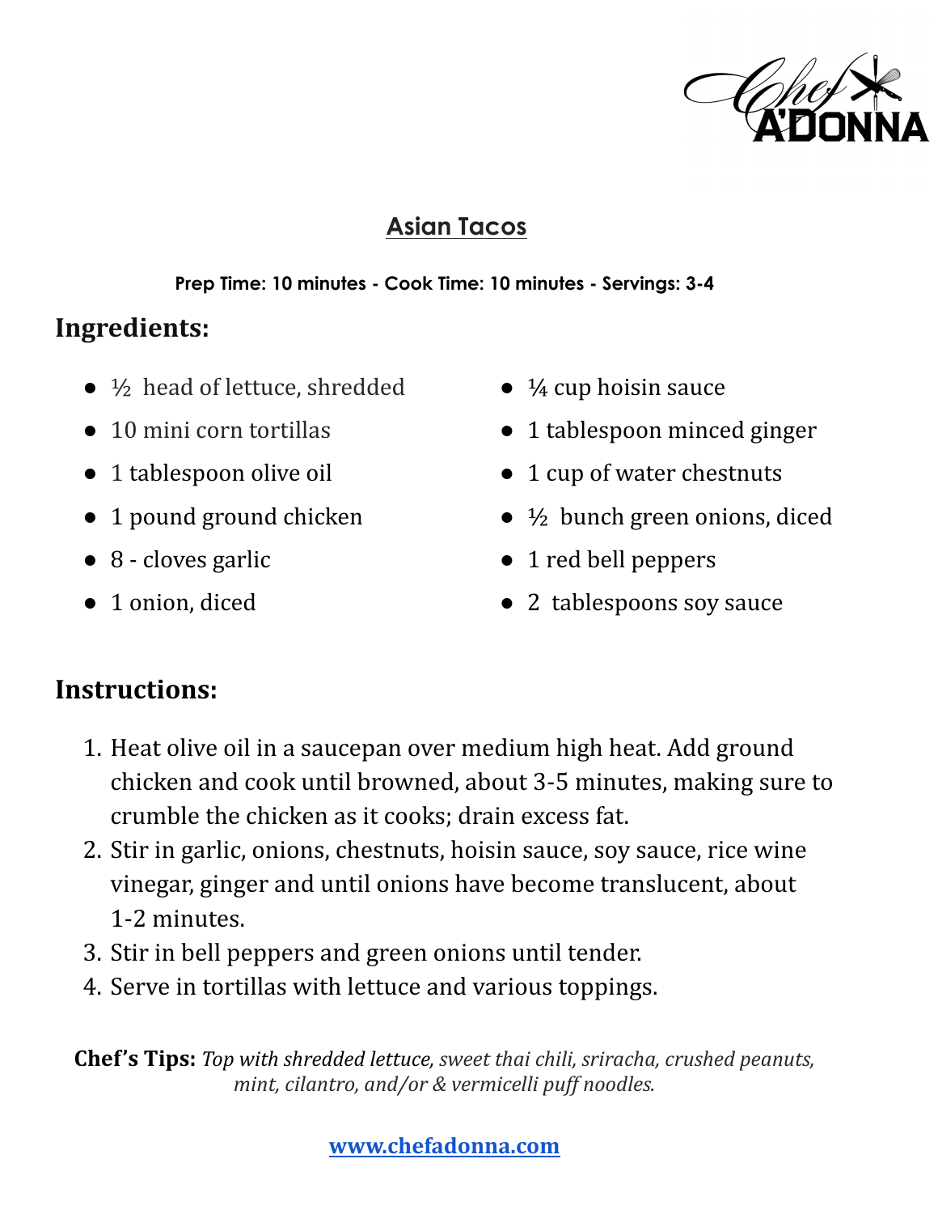## Asian Tacos

**Prep Time: 10 minutes - Cook Time: 10 minutes - Servings: 3-4**

## Ingredients:

- ½ head of lettuce, shredded
- 10 mini corn tortillas
- 1 tablespoon olive oil
- 1 pound ground chicken
- 8 - cloves garlic
- 1 onion, diced
- ¼ cup hoisin sauce
- 1 tablespoon minced ginger
- 1 cup of water chestnuts
- ½ bunch green onions, diced
- 1 red bell peppers
- 2 tablespoons soy sauce

## Instructions:

1. Heat olive oil in a saucepan over medium high heat. Add ground chicken and cook until browned, about 3-5 minutes, making sure to crumble the chicken as it cooks; drain excess fat.
2. Stir in garlic, onions, chestnuts, hoisin sauce, soy sauce, rice wine vinegar, ginger and until onions have become translucent, about 1-2 minutes.
3. Stir in bell peppers and green onions until tender.
4. Serve in tortillas with lettuce and various toppings.

**Chef's Tips:** *Top with shredded lettuce, sweet thai chili, sriracha, crushed peanuts, mint, cilantro, and/or & vermicelli puff noodles.*

[www.chefadonna.com](http://www.chefadonna.com)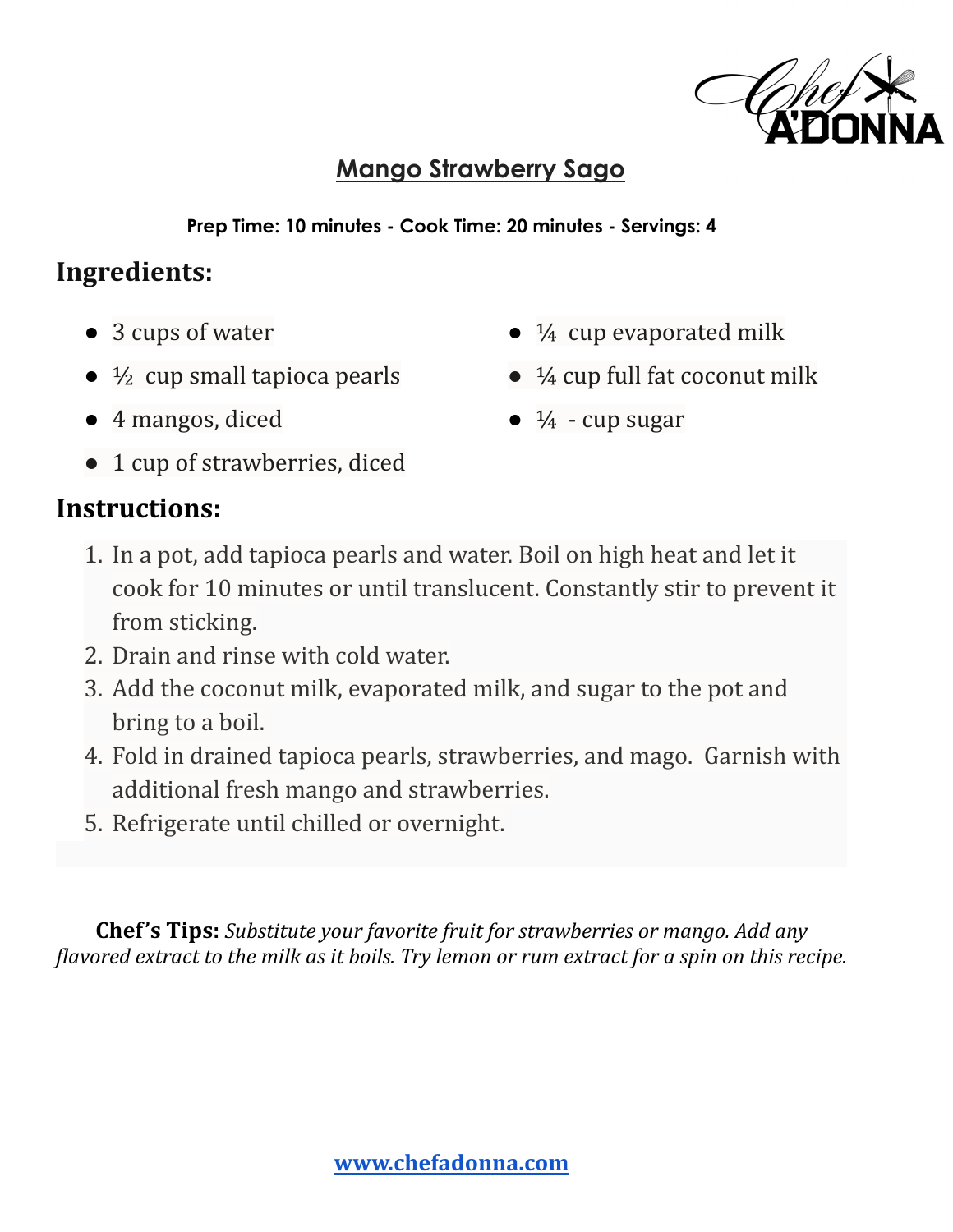# Mango Strawberry Sago

**Prep Time: 10 minutes - Cook Time: 20 minutes - Servings: 4**

## Ingredients:

- 3 cups of water
- ½ cup small tapioca pearls
- 4 mangos, diced
- 1 cup of strawberries, diced
- ¼ cup evaporated milk
- ¼ cup full fat coconut milk
- ¼ - cup sugar

## Instructions:

1. In a pot, add tapioca pearls and water. Boil on high heat and let it cook for 10 minutes or until translucent. Constantly stir to prevent it from sticking.
2. Drain and rinse with cold water.
3. Add the coconut milk, evaporated milk, and sugar to the pot and bring to a boil.
4. Fold in drained tapioca pearls, strawberries, and mago. Garnish with additional fresh mango and strawberries.
5. Refrigerate until chilled or overnight.

**Chef's Tips:** *Substitute your favorite fruit for strawberries or mango. Add any flavored extract to the milk as it boils. Try lemon or rum extract for a spin on this recipe.*

www.chefadonna.com